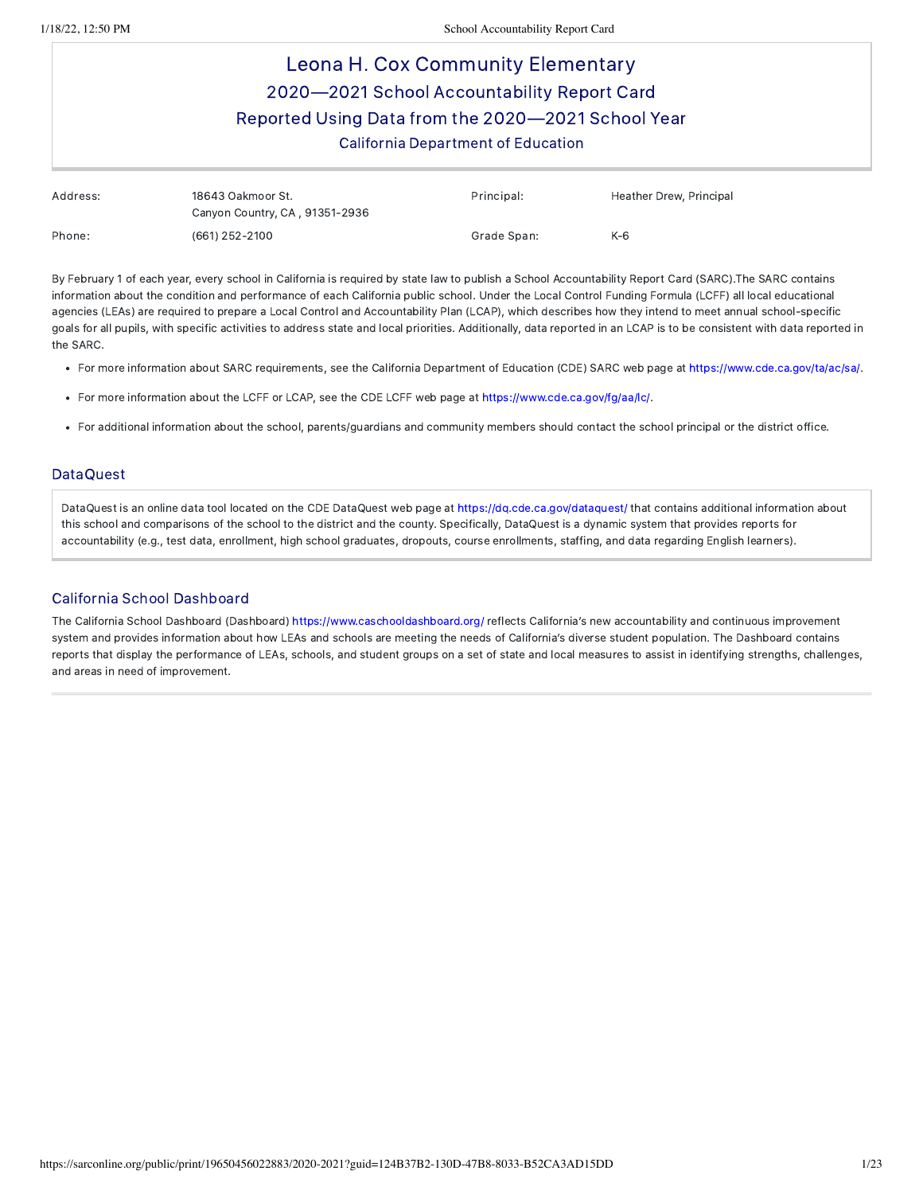# Leona H. Cox Community Elementary

## 2020—2021 School Accountability Report Card

## Reported Using Data from the 2020—2021 School Year

### California Department of Education

| | | | |
|---|---|---|---|
| Address: | 18643 Oakmoor St. Canyon Country, CA , 91351-2936 | Principal: | Heather Drew, Principal |
| Phone: | (661) 252-2100 | Grade Span: | K-6 |

By February 1 of each year, every school in California is required by state law to publish a School Accountability Report Card (SARC).The SARC contains information about the condition and performance of each California public school. Under the Local Control Funding Formula (LCFF) all local educational agencies (LEAs) are required to prepare a Local Control and Accountability Plan (LCAP), which describes how they intend to meet annual school-specific goals for all pupils, with specific activities to address state and local priorities. Additionally, data reported in an LCAP is to be consistent with data reported in the SARC.

- For more information about SARC requirements, see the California Department of Education (CDE) SARC web page at https://www.cde.ca.gov/ta/ac/sa/.
- For more information about the LCFF or LCAP, see the CDE LCFF web page at https://www.cde.ca.gov/fg/aa/lc/.
- For additional information about the school, parents/guardians and community members should contact the school principal or the district office.

## DataQuest

DataQuest is an online data tool located on the CDE DataQuest web page at https://dq.cde.ca.gov/dataquest/ that contains additional information about this school and comparisons of the school to the district and the county. Specifically, DataQuest is a dynamic system that provides reports for accountability (e.g., test data, enrollment, high school graduates, dropouts, course enrollments, staffing, and data regarding English learners).

## California School Dashboard

The California School Dashboard (Dashboard) https://www.caschooldashboard.org/ reflects California's new accountability and continuous improvement system and provides information about how LEAs and schools are meeting the needs of California's diverse student population. The Dashboard contains reports that display the performance of LEAs, schools, and student groups on a set of state and local measures to assist in identifying strengths, challenges, and areas in need of improvement.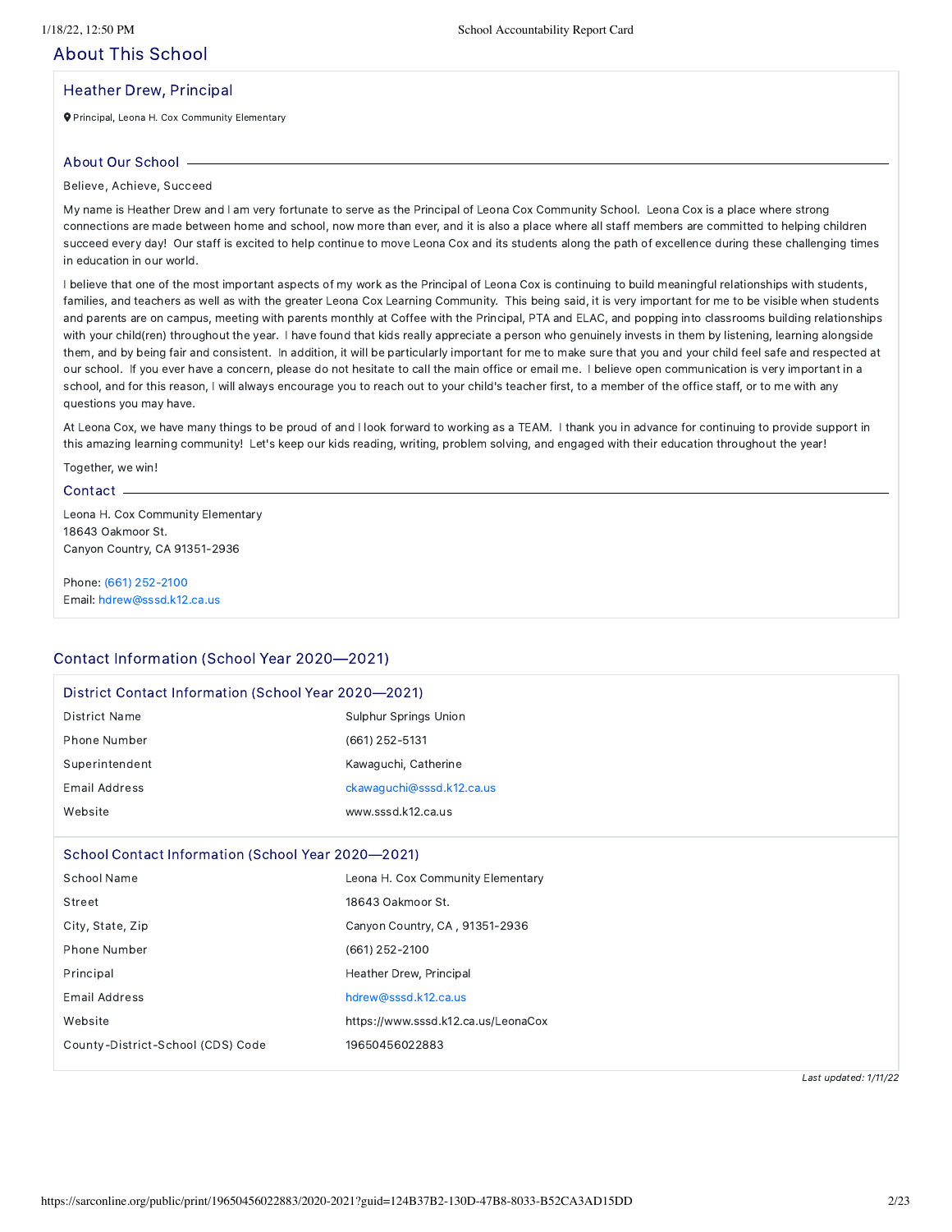## About This School

### Heather Drew, Principal

Principal, Leona H. Cox Community Elementary

#### About Our School

Believe, Achieve, Succeed

My name is Heather Drew and I am very fortunate to serve as the Principal of Leona Cox Community School. Leona Cox is a place where strong connections are made between home and school, now more than ever, and it is also a place where all staff members are committed to helping children succeed every day! Our staff is excited to help continue to move Leona Cox and its students along the path of excellence during these challenging times in education in our world.

I believe that one of the most important aspects of my work as the Principal of Leona Cox is continuing to build meaningful relationships with students, families, and teachers as well as with the greater Leona Cox Learning Community. This being said, it is very important for me to be visible when students and parents are on campus, meeting with parents monthly at Coffee with the Principal, PTA and ELAC, and popping into classrooms building relationships with your child(ren) throughout the year. I have found that kids really appreciate a person who genuinely invests in them by listening, learning alongside them, and by being fair and consistent. In addition, it will be particularly important for me to make sure that you and your child feel safe and respected at our school. If you ever have a concern, please do not hesitate to call the main office or email me. I believe open communication is very important in a school, and for this reason, I will always encourage you to reach out to your child's teacher first, to a member of the office staff, or to me with any questions you may have.

At Leona Cox, we have many things to be proud of and I look forward to working as a TEAM. I thank you in advance for continuing to provide support in this amazing learning community! Let's keep our kids reading, writing, problem solving, and engaged with their education throughout the year!

Together, we win!

#### Contact

Leona H. Cox Community Elementary
18643 Oakmoor St.
Canyon Country, CA 91351-2936

Phone: (661) 252-2100
Email: hdrew@sssd.k12.ca.us

## Contact Information (School Year 2020—2021)

### District Contact Information (School Year 2020—2021)

| | |
|---|---|
| District Name | Sulphur Springs Union |
| Phone Number | (661) 252-5131 |
| Superintendent | Kawaguchi, Catherine |
| Email Address | ckawaguchi@sssd.k12.ca.us |
| Website | www.sssd.k12.ca.us |

### School Contact Information (School Year 2020—2021)

| | |
|---|---|
| School Name | Leona H. Cox Community Elementary |
| Street | 18643 Oakmoor St. |
| City, State, Zip | Canyon Country, CA , 91351-2936 |
| Phone Number | (661) 252-2100 |
| Principal | Heather Drew, Principal |
| Email Address | hdrew@sssd.k12.ca.us |
| Website | https://www.sssd.k12.ca.us/LeonaCox |
| County-District-School (CDS) Code | 19650456022883 |

*Last updated: 1/11/22*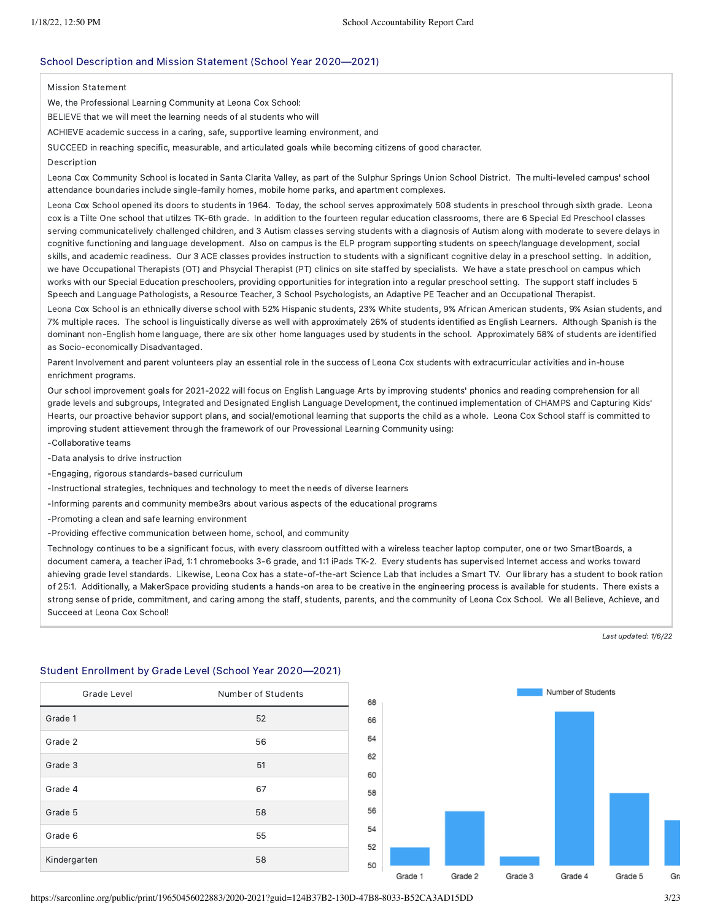## School Description and Mission Statement (School Year 2020—2021)

Mission Statement

We, the Professional Learning Community at Leona Cox School:

BELIEVE that we will meet the learning needs of al students who will

ACHIEVE academic success in a caring, safe, supportive learning environment, and

SUCCEED in reaching specific, measurable, and articulated goals while becoming citizens of good character.

Description

Leona Cox Community School is located in Santa Clarita Valley, as part of the Sulphur Springs Union School District. The multi-leveled campus' school attendance boundaries include single-family homes, mobile home parks, and apartment complexes.

Leona Cox School opened its doors to students in 1964. Today, the school serves approximately 508 students in preschool through sixth grade. Leona cox is a Tilte One school that utilzes TK-6th grade. In addition to the fourteen regular education classrooms, there are 6 Special Ed Preschool classes serving communicatelively challenged children, and 3 Autism classes serving students with a diagnosis of Autism along with moderate to severe delays in cognitive functioning and language development. Also on campus is the ELP program supporting students on speech/language development, social skills, and academic readiness. Our 3 ACE classes provides instruction to students with a significant cognitive delay in a preschool setting. In addition, we have Occupational Therapists (OT) and Phsycial Therapist (PT) clinics on site staffed by specialists. We have a state preschool on campus which works with our Special Education preschoolers, providing opportunities for integration into a regular preschool setting. The support staff includes 5 Speech and Language Pathologists, a Resource Teacher, 3 School Psychologists, an Adaptive PE Teacher and an Occupational Therapist.

Leona Cox School is an ethnically diverse school with 52% Hispanic students, 23% White students, 9% African American students, 9% Asian students, and 7% multiple races. The school is linguistically diverse as well with approximately 26% of students identified as English Learners. Although Spanish is the dominant non-English home language, there are six other home languages used by students in the school. Approximately 58% of students are identified as Socio-economically Disadvantaged.

Parent Involvement and parent volunteers play an essential role in the success of Leona Cox students with extracurricular activities and in-house enrichment programs.

Our school improvement goals for 2021-2022 will focus on English Language Arts by improving students' phonics and reading comprehension for all grade levels and subgroups, Integrated and Designated English Language Development, the continued implementation of CHAMPS and Capturing Kids' Hearts, our proactive behavior support plans, and social/emotional learning that supports the child as a whole. Leona Cox School staff is committed to improving student attievement through the framework of our Provessional Learning Community using:

-Collaborative teams

-Data analysis to drive instruction

-Engaging, rigorous standards-based curriculum

-Instructional strategies, techniques and technology to meet the needs of diverse learners

-Informing parents and community membe3rs about various aspects of the educational programs

-Promoting a clean and safe learning environment

-Providing effective communication between home, school, and community

Technology continues to be a significant focus, with every classroom outfitted with a wireless teacher laptop computer, one or two SmartBoards, a document camera, a teacher iPad, 1:1 chromebooks 3-6 grade, and 1:1 iPads TK-2. Every students has supervised Internet access and works toward ahieving grade level standards. Likewise, Leona Cox has a state-of-the-art Science Lab that includes a Smart TV. Our library has a student to book ration of 25:1. Additionally, a MakerSpace providing students a hands-on area to be creative in the engineering process is available for students. There exists a strong sense of pride, commitment, and caring among the staff, students, parents, and the community of Leona Cox School. We all Believe, Achieve, and Succeed at Leona Cox School!

*Last updated: 1/6/22*

## Student Enrollment by Grade Level (School Year 2020—2021)

| Grade Level | Number of Students |
|---|---|
| Grade 1 | 52 |
| Grade 2 | 56 |
| Grade 3 | 51 |
| Grade 4 | 67 |
| Grade 5 | 58 |
| Grade 6 | 55 |
| Kindergarten | 58 |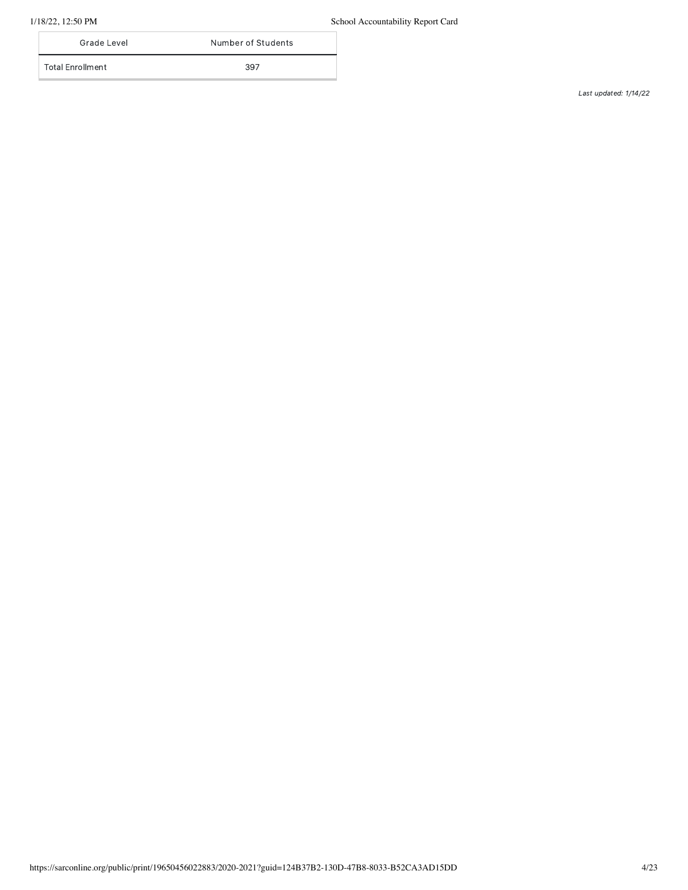| Grade Level | Number of Students |
| --- | --- |
| Total Enrollment | 397 |

*Last updated: 1/14/22*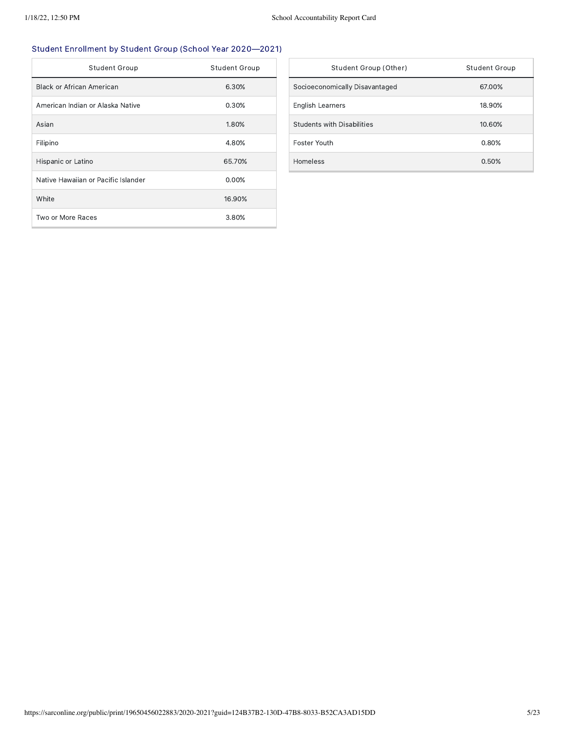### Student Enrollment by Student Group (School Year 2020—2021)

| Student Group | Student Group |
|---|---|
| Black or African American | 6.30% |
| American Indian or Alaska Native | 0.30% |
| Asian | 1.80% |
| Filipino | 4.80% |
| Hispanic or Latino | 65.70% |
| Native Hawaiian or Pacific Islander | 0.00% |
| White | 16.90% |
| Two or More Races | 3.80% |

| Student Group (Other) | Student Group |
|---|---|
| Socioeconomically Disavantaged | 67.00% |
| English Learners | 18.90% |
| Students with Disabilities | 10.60% |
| Foster Youth | 0.80% |
| Homeless | 0.50% |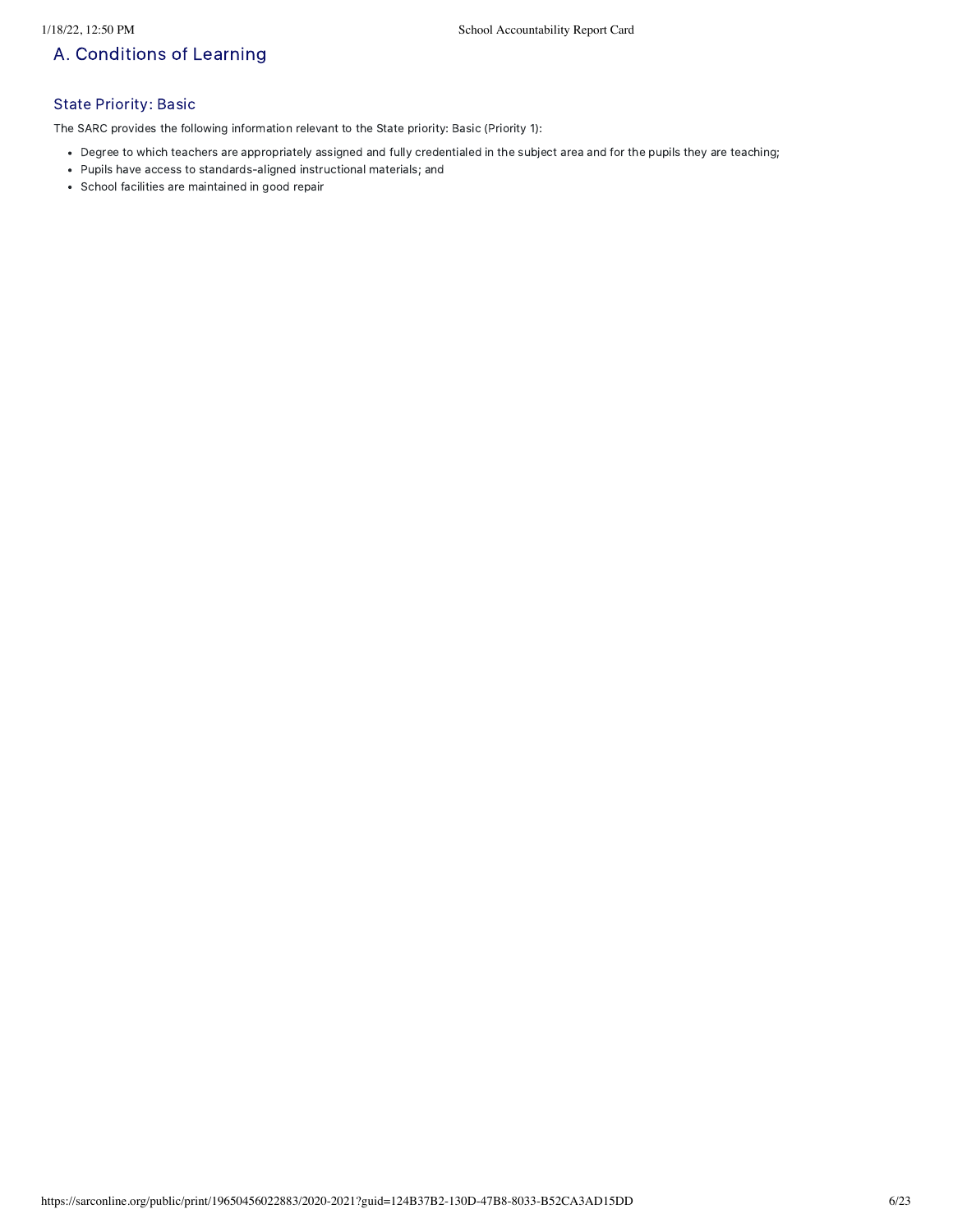## A. Conditions of Learning

### State Priority: Basic

The SARC provides the following information relevant to the State priority: Basic (Priority 1):

- Degree to which teachers are appropriately assigned and fully credentialed in the subject area and for the pupils they are teaching;
- Pupils have access to standards-aligned instructional materials; and
- School facilities are maintained in good repair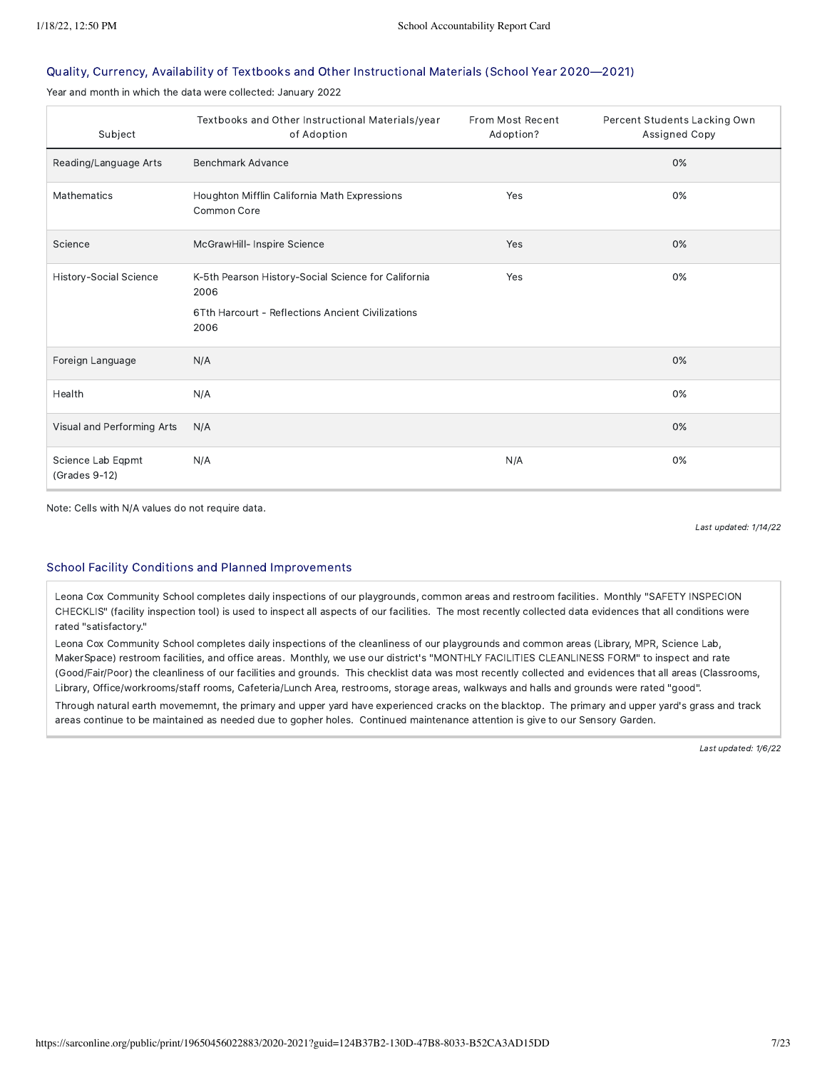## Quality, Currency, Availability of Textbooks and Other Instructional Materials (School Year 2020—2021)

Year and month in which the data were collected: January 2022

| Subject | Textbooks and Other Instructional Materials/year of Adoption | From Most Recent Adoption? | Percent Students Lacking Own Assigned Copy |
|---|---|---|---|
| Reading/Language Arts | Benchmark Advance | | 0% |
| Mathematics | Houghton Mifflin California Math Expressions Common Core | Yes | 0% |
| Science | McGrawHill- Inspire Science | Yes | 0% |
| History-Social Science | K-5th Pearson History-Social Science for California 2006<br>6Tth Harcourt - Reflections Ancient Civilizations 2006 | Yes | 0% |
| Foreign Language | N/A | | 0% |
| Health | N/A | | 0% |
| Visual and Performing Arts | N/A | | 0% |
| Science Lab Eqpmt (Grades 9-12) | N/A | N/A | 0% |

Note: Cells with N/A values do not require data.

*Last updated: 1/14/22*

## School Facility Conditions and Planned Improvements

Leona Cox Community School completes daily inspections of our playgrounds, common areas and restroom facilities. Monthly "SAFETY INSPECION CHECKLIS" (facility inspection tool) is used to inspect all aspects of our facilities. The most recently collected data evidences that all conditions were rated "satisfactory."

Leona Cox Community School completes daily inspections of the cleanliness of our playgrounds and common areas (Library, MPR, Science Lab, MakerSpace) restroom facilities, and office areas. Monthly, we use our district's "MONTHLY FACILITIES CLEANLINESS FORM" to inspect and rate (Good/Fair/Poor) the cleanliness of our facilities and grounds. This checklist data was most recently collected and evidences that all areas (Classrooms, Library, Office/workrooms/staff rooms, Cafeteria/Lunch Area, restrooms, storage areas, walkways and halls and grounds were rated "good".

Through natural earth movememnt, the primary and upper yard have experienced cracks on the blacktop. The primary and upper yard's grass and track areas continue to be maintained as needed due to gopher holes. Continued maintenance attention is give to our Sensory Garden.

*Last updated: 1/6/22*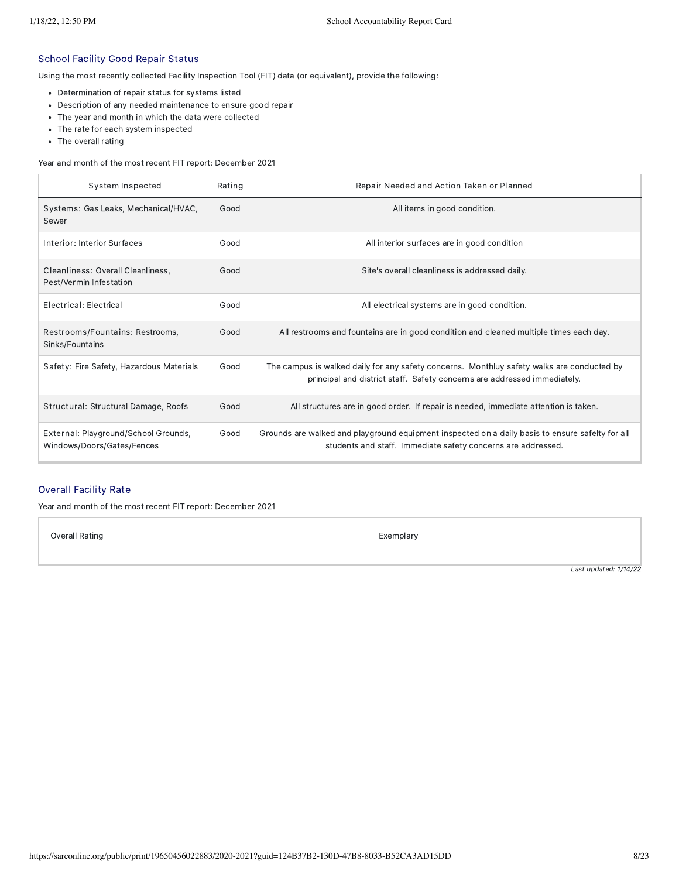## School Facility Good Repair Status

Using the most recently collected Facility Inspection Tool (FIT) data (or equivalent), provide the following:

- Determination of repair status for systems listed
- Description of any needed maintenance to ensure good repair
- The year and month in which the data were collected
- The rate for each system inspected
- The overall rating

Year and month of the most recent FIT report: December 2021

| System Inspected | Rating | Repair Needed and Action Taken or Planned |
|---|---|---|
| Systems: Gas Leaks, Mechanical/HVAC, Sewer | Good | All items in good condition. |
| Interior: Interior Surfaces | Good | All interior surfaces are in good condition |
| Cleanliness: Overall Cleanliness, Pest/Vermin Infestation | Good | Site's overall cleanliness is addressed daily. |
| Electrical: Electrical | Good | All electrical systems are in good condition. |
| Restrooms/Fountains: Restrooms, Sinks/Fountains | Good | All restrooms and fountains are in good condition and cleaned multiple times each day. |
| Safety: Fire Safety, Hazardous Materials | Good | The campus is walked daily for any safety concerns. Monthluy safety walks are conducted by principal and district staff. Safety concerns are addressed immediately. |
| Structural: Structural Damage, Roofs | Good | All structures are in good order. If repair is needed, immediate attention is taken. |
| External: Playground/School Grounds, Windows/Doors/Gates/Fences | Good | Grounds are walked and playground equipment inspected on a daily basis to ensure safelty for all students and staff. Immediate safety concerns are addressed. |

## Overall Facility Rate

Year and month of the most recent FIT report: December 2021

| Overall Rating | Exemplary |
|---|---|

*Last updated: 1/14/22*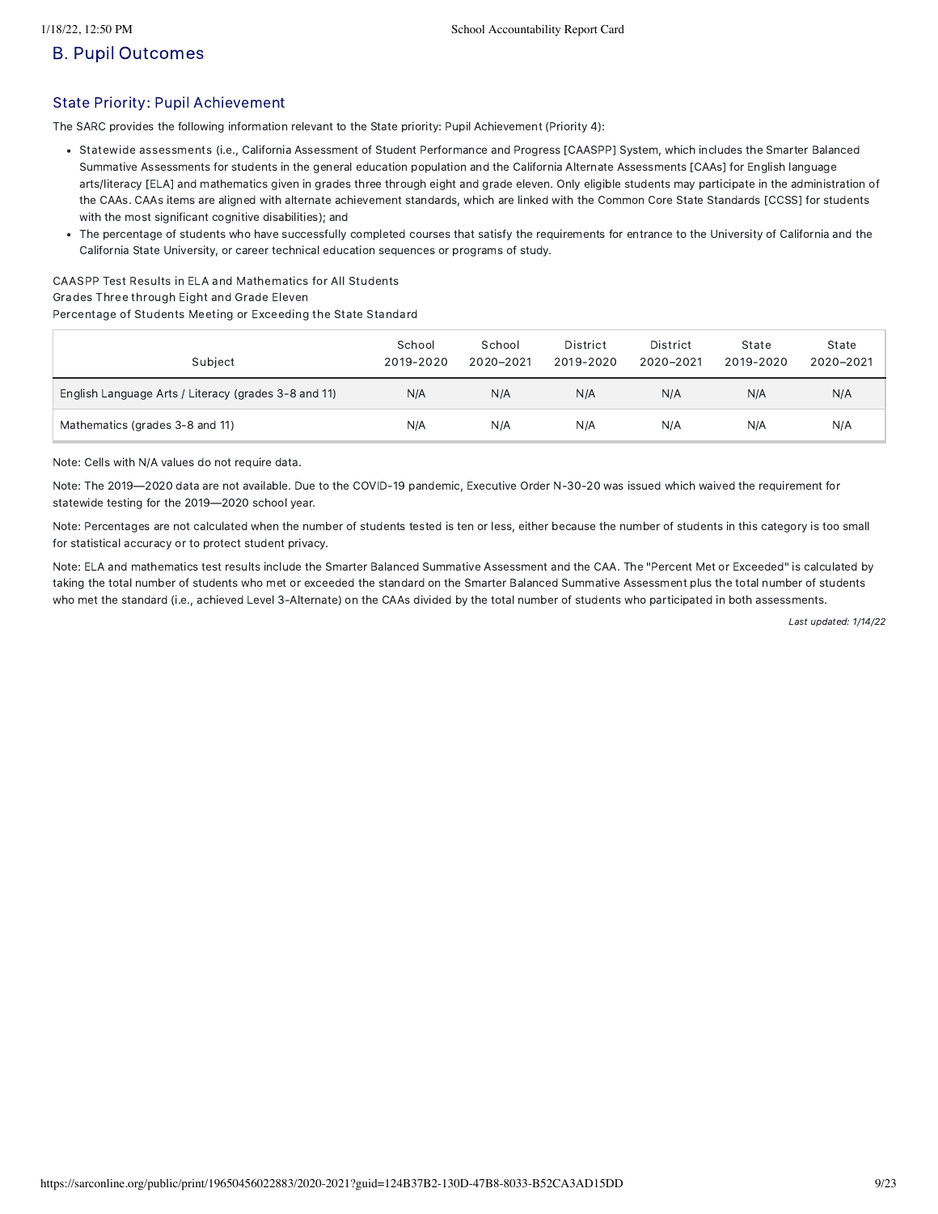## B. Pupil Outcomes

### State Priority: Pupil Achievement

The SARC provides the following information relevant to the State priority: Pupil Achievement (Priority 4):

- Statewide assessments (i.e., California Assessment of Student Performance and Progress [CAASPP] System, which includes the Smarter Balanced Summative Assessments for students in the general education population and the California Alternate Assessments [CAAs] for English language arts/literacy [ELA] and mathematics given in grades three through eight and grade eleven. Only eligible students may participate in the administration of the CAAs. CAAs items are aligned with alternate achievement standards, which are linked with the Common Core State Standards [CCSS] for students with the most significant cognitive disabilities); and
- The percentage of students who have successfully completed courses that satisfy the requirements for entrance to the University of California and the California State University, or career technical education sequences or programs of study.

CAASPP Test Results in ELA and Mathematics for All Students
Grades Three through Eight and Grade Eleven
Percentage of Students Meeting or Exceeding the State Standard

| Subject | School 2019-2020 | School 2020–2021 | District 2019-2020 | District 2020–2021 | State 2019-2020 | State 2020–2021 |
|---|---|---|---|---|---|---|
| English Language Arts / Literacy (grades 3-8 and 11) | N/A | N/A | N/A | N/A | N/A | N/A |
| Mathematics (grades 3-8 and 11) | N/A | N/A | N/A | N/A | N/A | N/A |

Note: Cells with N/A values do not require data.

Note: The 2019—2020 data are not available. Due to the COVID-19 pandemic, Executive Order N-30-20 was issued which waived the requirement for statewide testing for the 2019—2020 school year.

Note: Percentages are not calculated when the number of students tested is ten or less, either because the number of students in this category is too small for statistical accuracy or to protect student privacy.

Note: ELA and mathematics test results include the Smarter Balanced Summative Assessment and the CAA. The "Percent Met or Exceeded" is calculated by taking the total number of students who met or exceeded the standard on the Smarter Balanced Summative Assessment plus the total number of students who met the standard (i.e., achieved Level 3-Alternate) on the CAAs divided by the total number of students who participated in both assessments.

*Last updated: 1/14/22*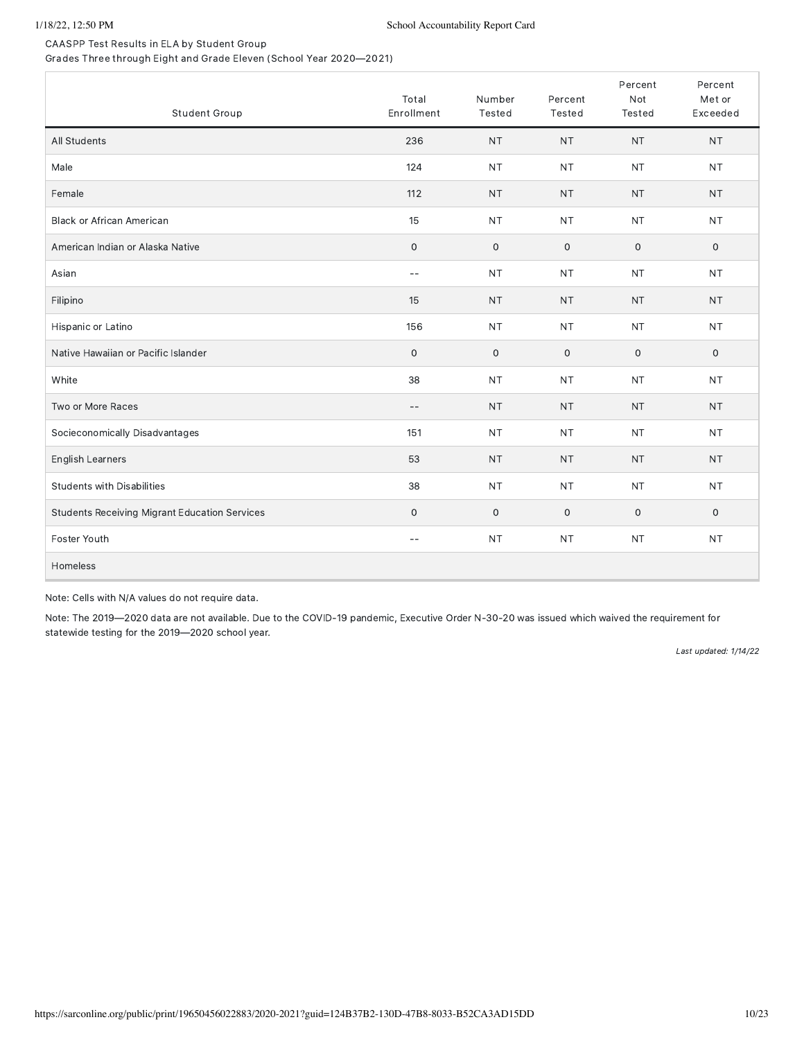CAASPP Test Results in ELA by Student Group
Grades Three through Eight and Grade Eleven (School Year 2020—2021)

| Student Group | Total Enrollment | Number Tested | Percent Tested | Percent Not Tested | Percent Met or Exceeded |
|---|---|---|---|---|---|
| All Students | 236 | NT | NT | NT | NT |
| Male | 124 | NT | NT | NT | NT |
| Female | 112 | NT | NT | NT | NT |
| Black or African American | 15 | NT | NT | NT | NT |
| American Indian or Alaska Native | 0 | 0 | 0 | 0 | 0 |
| Asian | -- | NT | NT | NT | NT |
| Filipino | 15 | NT | NT | NT | NT |
| Hispanic or Latino | 156 | NT | NT | NT | NT |
| Native Hawaiian or Pacific Islander | 0 | 0 | 0 | 0 | 0 |
| White | 38 | NT | NT | NT | NT |
| Two or More Races | -- | NT | NT | NT | NT |
| Socieconomically Disadvantages | 151 | NT | NT | NT | NT |
| English Learners | 53 | NT | NT | NT | NT |
| Students with Disabilities | 38 | NT | NT | NT | NT |
| Students Receiving Migrant Education Services | 0 | 0 | 0 | 0 | 0 |
| Foster Youth | -- | NT | NT | NT | NT |
| Homeless | | | | | |

Note: Cells with N/A values do not require data.

Note: The 2019—2020 data are not available. Due to the COVID-19 pandemic, Executive Order N-30-20 was issued which waived the requirement for statewide testing for the 2019—2020 school year.

*Last updated: 1/14/22*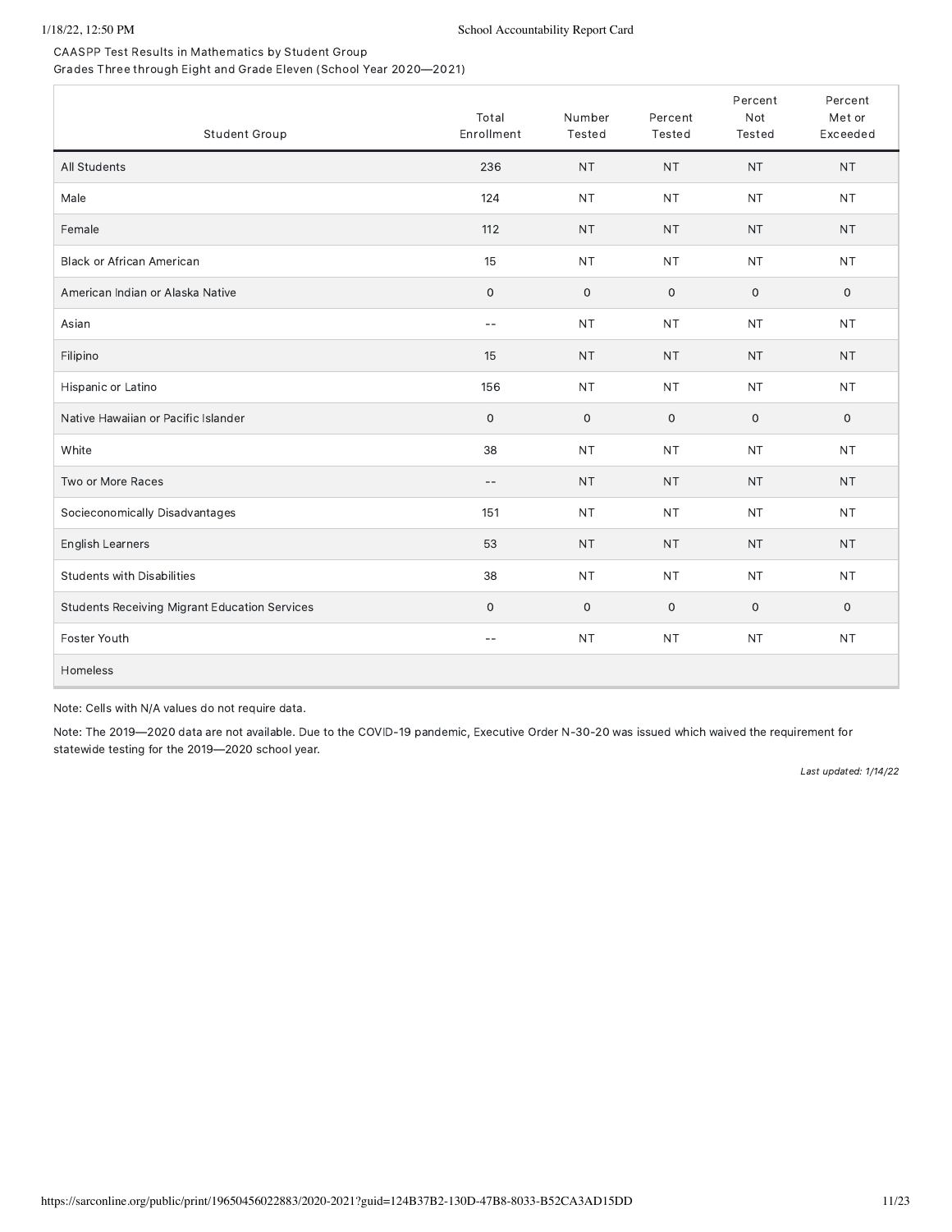CAASPP Test Results in Mathematics by Student Group
Grades Three through Eight and Grade Eleven (School Year 2020—2021)

| Student Group | Total Enrollment | Number Tested | Percent Tested | Percent Not Tested | Percent Met or Exceeded |
|---|---|---|---|---|---|
| All Students | 236 | NT | NT | NT | NT |
| Male | 124 | NT | NT | NT | NT |
| Female | 112 | NT | NT | NT | NT |
| Black or African American | 15 | NT | NT | NT | NT |
| American Indian or Alaska Native | 0 | 0 | 0 | 0 | 0 |
| Asian | -- | NT | NT | NT | NT |
| Filipino | 15 | NT | NT | NT | NT |
| Hispanic or Latino | 156 | NT | NT | NT | NT |
| Native Hawaiian or Pacific Islander | 0 | 0 | 0 | 0 | 0 |
| White | 38 | NT | NT | NT | NT |
| Two or More Races | -- | NT | NT | NT | NT |
| Socieconomically Disadvantages | 151 | NT | NT | NT | NT |
| English Learners | 53 | NT | NT | NT | NT |
| Students with Disabilities | 38 | NT | NT | NT | NT |
| Students Receiving Migrant Education Services | 0 | 0 | 0 | 0 | 0 |
| Foster Youth | -- | NT | NT | NT | NT |
| Homeless | | | | | |

Note: Cells with N/A values do not require data.

Note: The 2019—2020 data are not available. Due to the COVID-19 pandemic, Executive Order N-30-20 was issued which waived the requirement for statewide testing for the 2019—2020 school year.

*Last updated: 1/14/22*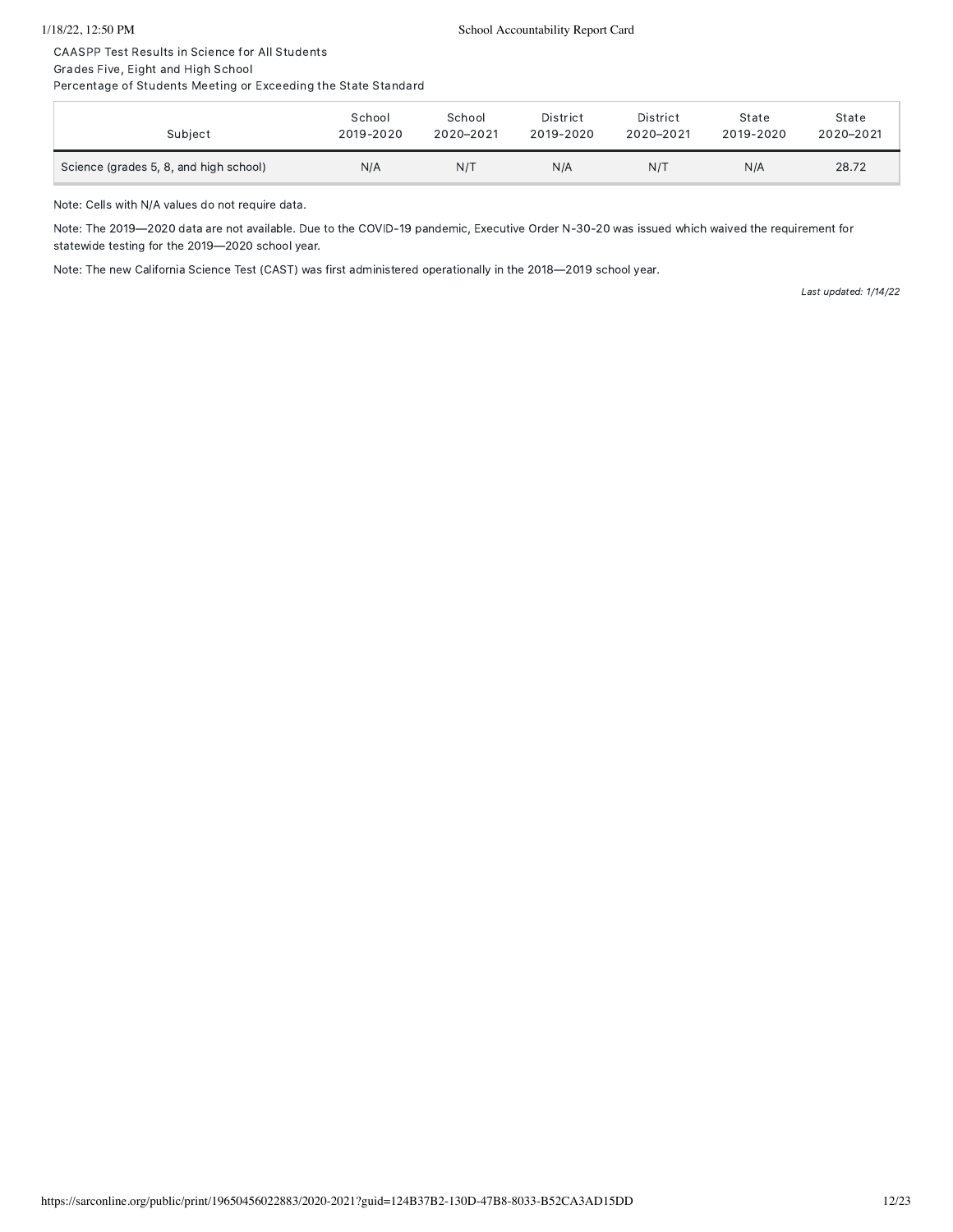CAASPP Test Results in Science for All Students
Grades Five, Eight and High School
Percentage of Students Meeting or Exceeding the State Standard

| Subject | School 2019-2020 | School 2020–2021 | District 2019-2020 | District 2020–2021 | State 2019-2020 | State 2020–2021 |
|---|---|---|---|---|---|---|
| Science (grades 5, 8, and high school) | N/A | N/T | N/A | N/T | N/A | 28.72 |

Note: Cells with N/A values do not require data.

Note: The 2019—2020 data are not available. Due to the COVID-19 pandemic, Executive Order N-30-20 was issued which waived the requirement for statewide testing for the 2019—2020 school year.

Note: The new California Science Test (CAST) was first administered operationally in the 2018—2019 school year.

*Last updated: 1/14/22*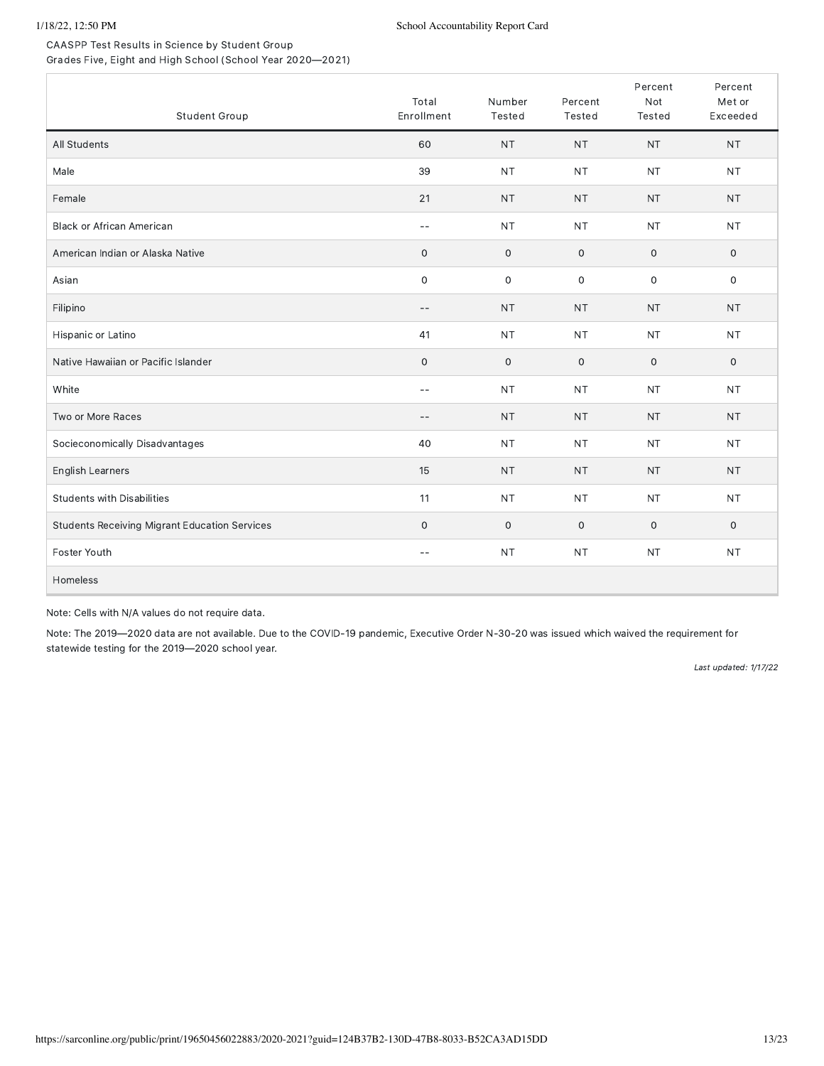CAASPP Test Results in Science by Student Group
Grades Five, Eight and High School (School Year 2020—2021)

| Student Group | Total Enrollment | Number Tested | Percent Tested | Percent Not Tested | Percent Met or Exceeded |
|---|---|---|---|---|---|
| All Students | 60 | NT | NT | NT | NT |
| Male | 39 | NT | NT | NT | NT |
| Female | 21 | NT | NT | NT | NT |
| Black or African American | -- | NT | NT | NT | NT |
| American Indian or Alaska Native | 0 | 0 | 0 | 0 | 0 |
| Asian | 0 | 0 | 0 | 0 | 0 |
| Filipino | -- | NT | NT | NT | NT |
| Hispanic or Latino | 41 | NT | NT | NT | NT |
| Native Hawaiian or Pacific Islander | 0 | 0 | 0 | 0 | 0 |
| White | -- | NT | NT | NT | NT |
| Two or More Races | -- | NT | NT | NT | NT |
| Socieconomically Disadvantages | 40 | NT | NT | NT | NT |
| English Learners | 15 | NT | NT | NT | NT |
| Students with Disabilities | 11 | NT | NT | NT | NT |
| Students Receiving Migrant Education Services | 0 | 0 | 0 | 0 | 0 |
| Foster Youth | -- | NT | NT | NT | NT |
| Homeless | | | | | |

Note: Cells with N/A values do not require data.

Note: The 2019—2020 data are not available. Due to the COVID-19 pandemic, Executive Order N-30-20 was issued which waived the requirement for statewide testing for the 2019—2020 school year.

*Last updated: 1/17/22*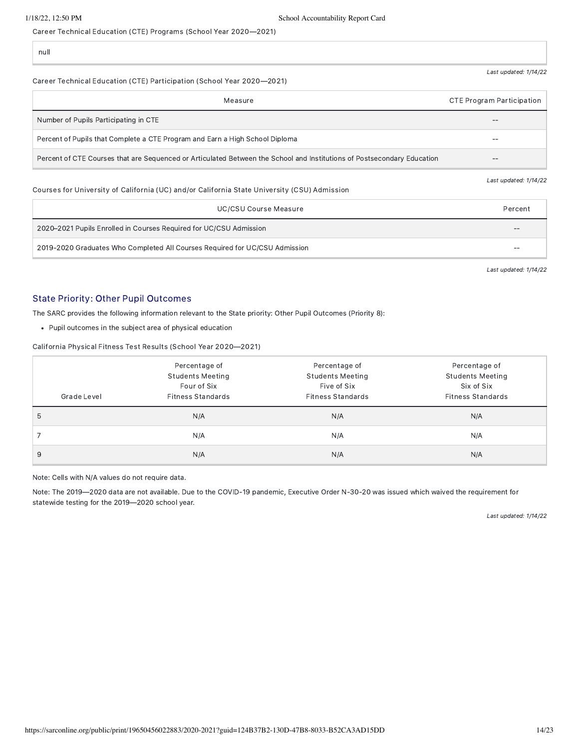Career Technical Education (CTE) Programs (School Year 2020—2021)

null

*Last updated: 1/14/22*

Career Technical Education (CTE) Participation (School Year 2020—2021)

| Measure | CTE Program Participation |
|---|---|
| Number of Pupils Participating in CTE | -- |
| Percent of Pupils that Complete a CTE Program and Earn a High School Diploma | -- |
| Percent of CTE Courses that are Sequenced or Articulated Between the School and Institutions of Postsecondary Education | -- |

*Last updated: 1/14/22*

Courses for University of California (UC) and/or California State University (CSU) Admission

| UC/CSU Course Measure | Percent |
|---|---|
| 2020–2021 Pupils Enrolled in Courses Required for UC/CSU Admission | -- |
| 2019-2020 Graduates Who Completed All Courses Required for UC/CSU Admission | -- |

*Last updated: 1/14/22*

## State Priority: Other Pupil Outcomes

The SARC provides the following information relevant to the State priority: Other Pupil Outcomes (Priority 8):

- Pupil outcomes in the subject area of physical education

California Physical Fitness Test Results (School Year 2020—2021)

| Grade Level | Percentage of Students Meeting Four of Six Fitness Standards | Percentage of Students Meeting Five of Six Fitness Standards | Percentage of Students Meeting Six of Six Fitness Standards |
|---|---|---|---|
| 5 | N/A | N/A | N/A |
| 7 | N/A | N/A | N/A |
| 9 | N/A | N/A | N/A |

Note: Cells with N/A values do not require data.

Note: The 2019—2020 data are not available. Due to the COVID-19 pandemic, Executive Order N-30-20 was issued which waived the requirement for statewide testing for the 2019—2020 school year.

*Last updated: 1/14/22*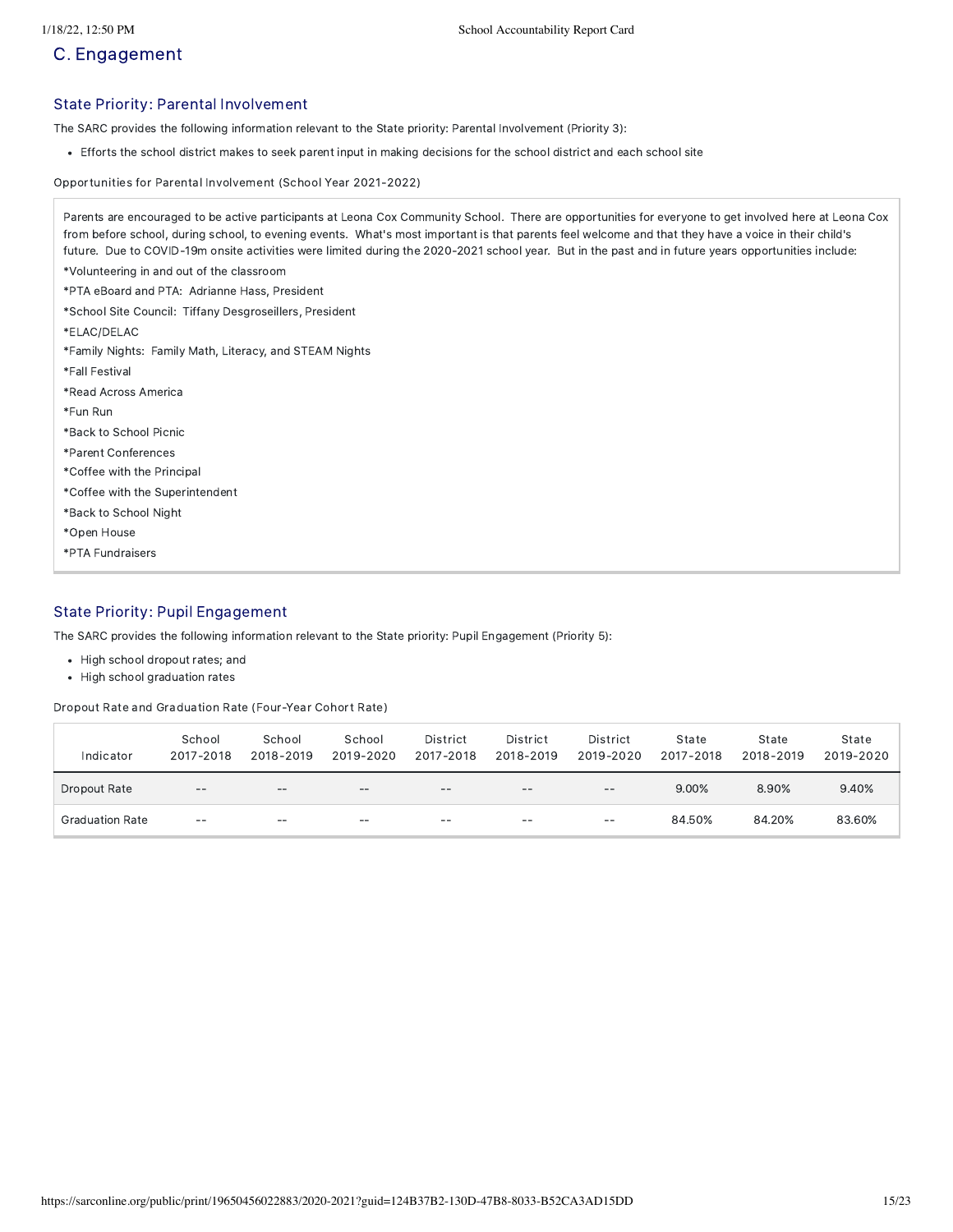## C. Engagement

### State Priority: Parental Involvement

The SARC provides the following information relevant to the State priority: Parental Involvement (Priority 3):

- Efforts the school district makes to seek parent input in making decisions for the school district and each school site

Opportunities for Parental Involvement (School Year 2021-2022)

Parents are encouraged to be active participants at Leona Cox Community School. There are opportunities for everyone to get involved here at Leona Cox from before school, during school, to evening events. What's most important is that parents feel welcome and that they have a voice in their child's future. Due to COVID-19m onsite activities were limited during the 2020-2021 school year. But in the past and in future years opportunities include:

*Volunteering in and out of the classroom

*PTA eBoard and PTA: Adrianne Hass, President

*School Site Council: Tiffany Desgroseillers, President

*ELAC/DELAC

*Family Nights: Family Math, Literacy, and STEAM Nights

*Fall Festival

*Read Across America

*Fun Run

*Back to School Picnic

*Parent Conferences

*Coffee with the Principal

*Coffee with the Superintendent

*Back to School Night

*Open House

*PTA Fundraisers

### State Priority: Pupil Engagement

The SARC provides the following information relevant to the State priority: Pupil Engagement (Priority 5):

- High school dropout rates; and
- High school graduation rates

Dropout Rate and Graduation Rate (Four-Year Cohort Rate)

| Indicator | School 2017-2018 | School 2018-2019 | School 2019-2020 | District 2017-2018 | District 2018-2019 | District 2019-2020 | State 2017-2018 | State 2018-2019 | State 2019-2020 |
|---|---|---|---|---|---|---|---|---|---|
| Dropout Rate | -- | -- | -- | -- | -- | -- | 9.00% | 8.90% | 9.40% |
| Graduation Rate | -- | -- | -- | -- | -- | -- | 84.50% | 84.20% | 83.60% |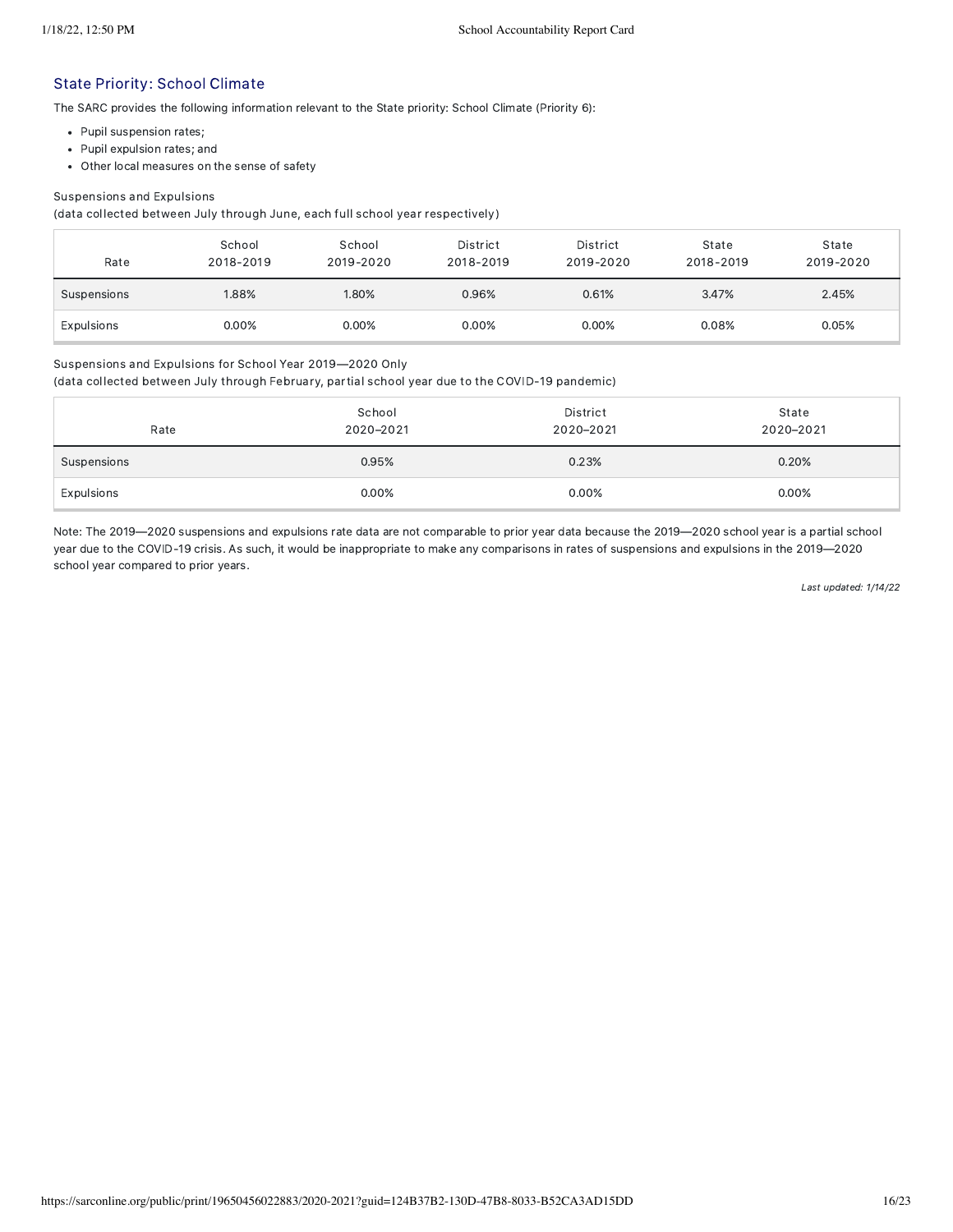## State Priority: School Climate

The SARC provides the following information relevant to the State priority: School Climate (Priority 6):

- Pupil suspension rates;
- Pupil expulsion rates; and
- Other local measures on the sense of safety

Suspensions and Expulsions
(data collected between July through June, each full school year respectively)

| Rate | School 2018-2019 | School 2019-2020 | District 2018-2019 | District 2019-2020 | State 2018-2019 | State 2019-2020 |
|---|---|---|---|---|---|---|
| Suspensions | 1.88% | 1.80% | 0.96% | 0.61% | 3.47% | 2.45% |
| Expulsions | 0.00% | 0.00% | 0.00% | 0.00% | 0.08% | 0.05% |

Suspensions and Expulsions for School Year 2019—2020 Only
(data collected between July through February, partial school year due to the COVID-19 pandemic)

| Rate | School 2020–2021 | District 2020–2021 | State 2020–2021 |
|---|---|---|---|
| Suspensions | 0.95% | 0.23% | 0.20% |
| Expulsions | 0.00% | 0.00% | 0.00% |

Note: The 2019—2020 suspensions and expulsions rate data are not comparable to prior year data because the 2019—2020 school year is a partial school year due to the COVID-19 crisis. As such, it would be inappropriate to make any comparisons in rates of suspensions and expulsions in the 2019—2020 school year compared to prior years.

*Last updated: 1/14/22*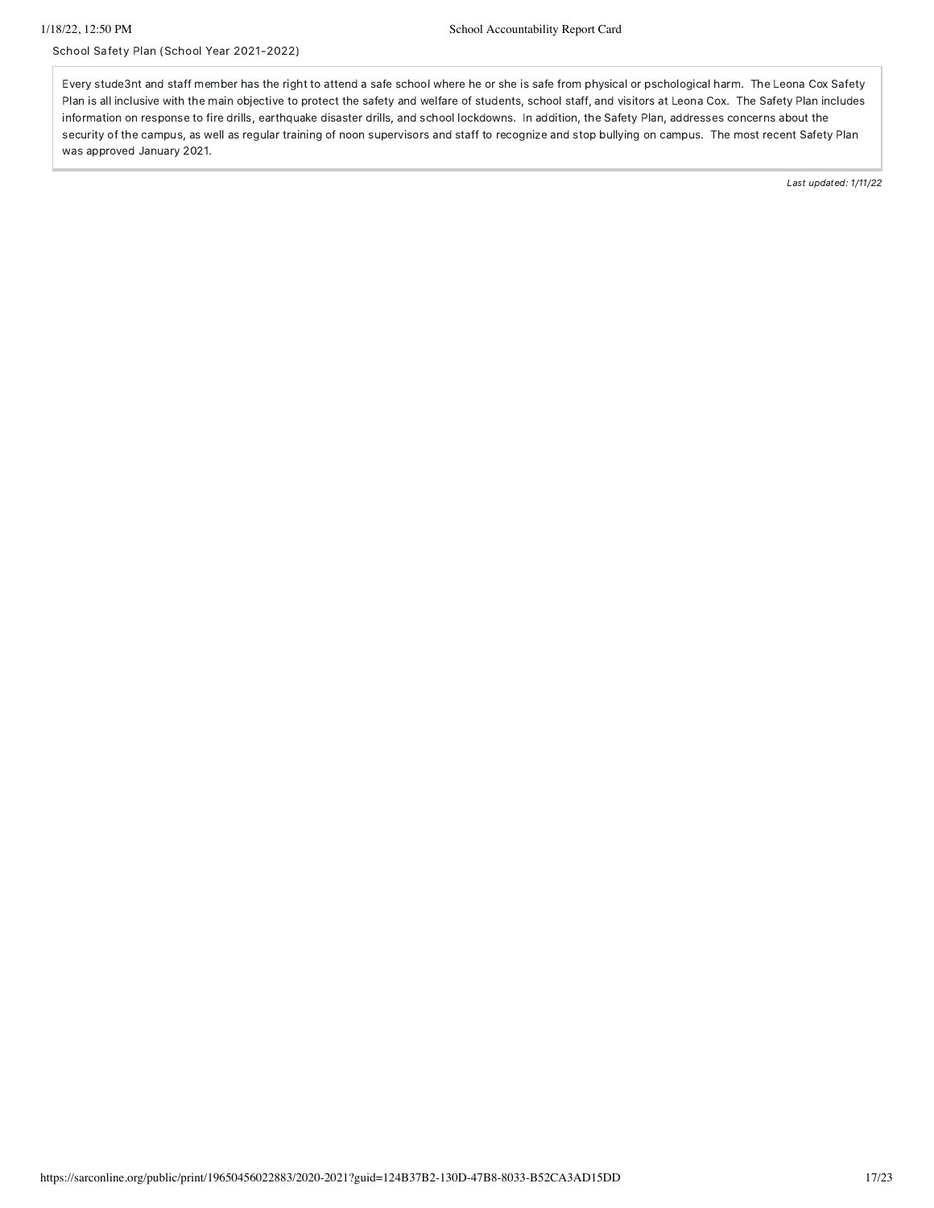School Safety Plan (School Year 2021-2022)

Every stude3nt and staff member has the right to attend a safe school where he or she is safe from physical or pschological harm. The Leona Cox Safety Plan is all inclusive with the main objective to protect the safety and welfare of students, school staff, and visitors at Leona Cox. The Safety Plan includes information on response to fire drills, earthquake disaster drills, and school lockdowns. In addition, the Safety Plan, addresses concerns about the security of the campus, as well as regular training of noon supervisors and staff to recognize and stop bullying on campus. The most recent Safety Plan was approved January 2021.

*Last updated: 1/11/22*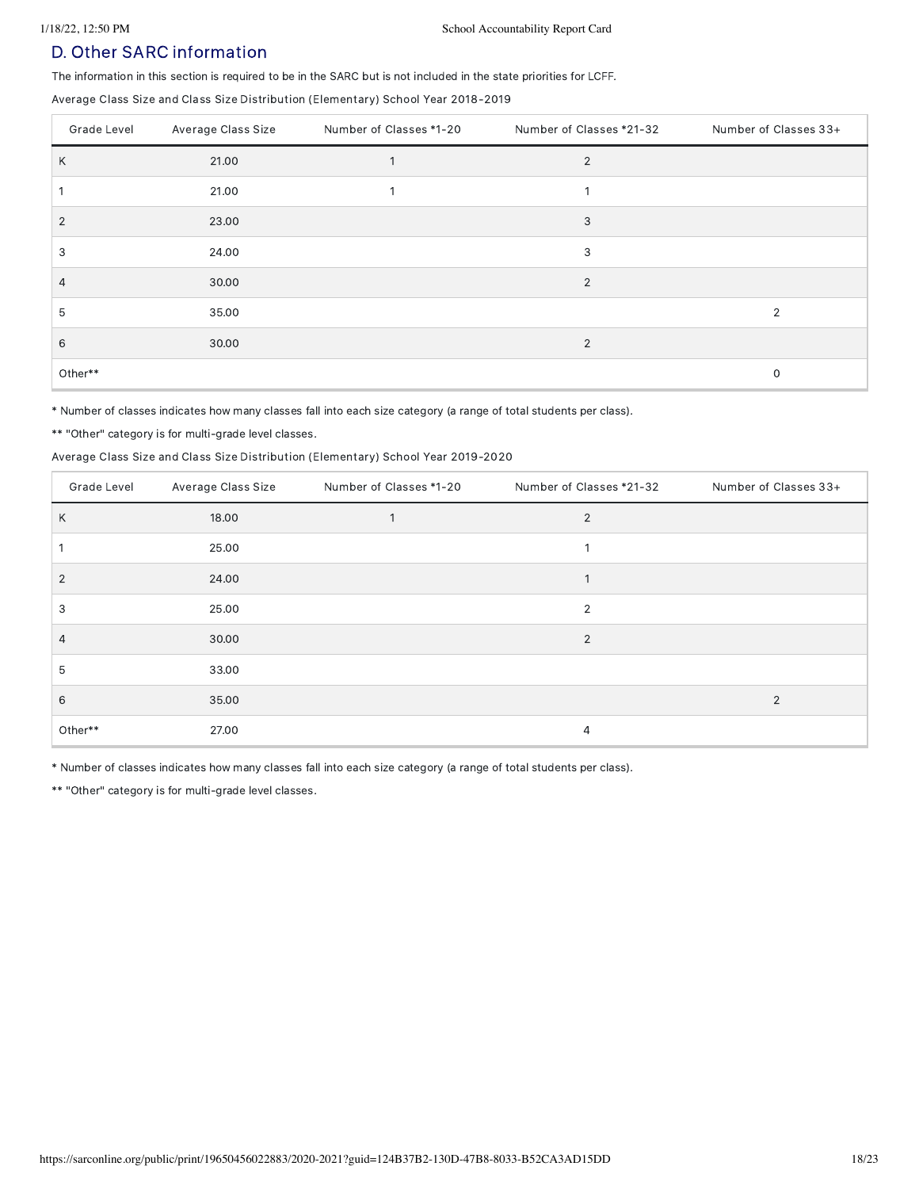## D. Other SARC information

The information in this section is required to be in the SARC but is not included in the state priorities for LCFF.

Average Class Size and Class Size Distribution (Elementary) School Year 2018-2019

| Grade Level | Average Class Size | Number of Classes *1-20 | Number of Classes *21-32 | Number of Classes 33+ |
|---|---|---|---|---|
| K | 21.00 | 1 | 2 | |
| 1 | 21.00 | 1 | 1 | |
| 2 | 23.00 | | 3 | |
| 3 | 24.00 | | 3 | |
| 4 | 30.00 | | 2 | |
| 5 | 35.00 | | | 2 |
| 6 | 30.00 | | 2 | |
| Other** | | | | 0 |

* Number of classes indicates how many classes fall into each size category (a range of total students per class).

** "Other" category is for multi-grade level classes.

Average Class Size and Class Size Distribution (Elementary) School Year 2019-2020

| Grade Level | Average Class Size | Number of Classes *1-20 | Number of Classes *21-32 | Number of Classes 33+ |
|---|---|---|---|---|
| K | 18.00 | 1 | 2 | |
| 1 | 25.00 | | 1 | |
| 2 | 24.00 | | 1 | |
| 3 | 25.00 | | 2 | |
| 4 | 30.00 | | 2 | |
| 5 | 33.00 | | | |
| 6 | 35.00 | | | 2 |
| Other** | 27.00 | | 4 | |

* Number of classes indicates how many classes fall into each size category (a range of total students per class).

** "Other" category is for multi-grade level classes.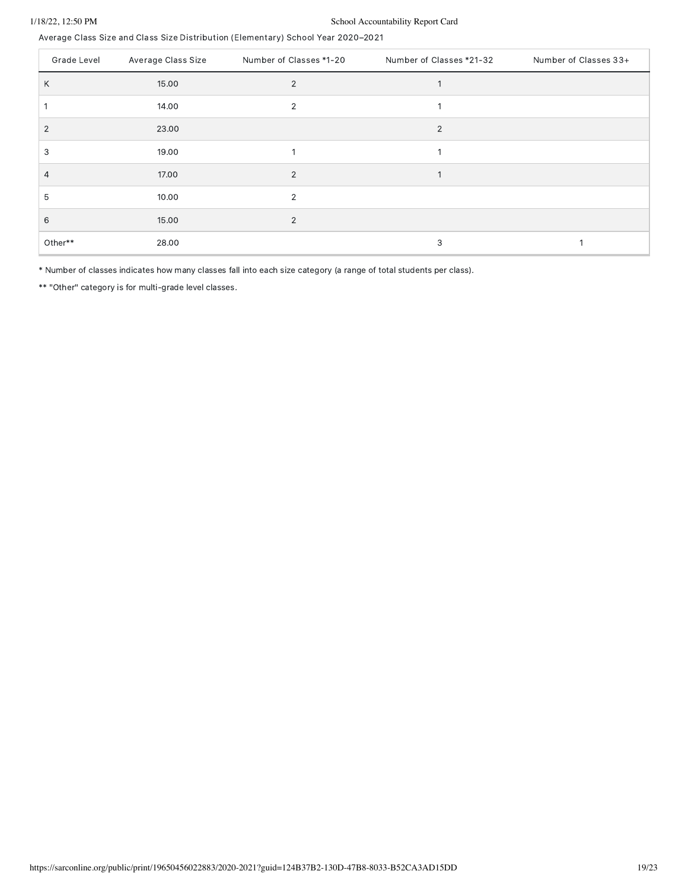Average Class Size and Class Size Distribution (Elementary) School Year 2020–2021

| Grade Level | Average Class Size | Number of Classes *1-20 | Number of Classes *21-32 | Number of Classes 33+ |
|---|---|---|---|---|
| K | 15.00 | 2 | 1 | |
| 1 | 14.00 | 2 | 1 | |
| 2 | 23.00 | | 2 | |
| 3 | 19.00 | 1 | 1 | |
| 4 | 17.00 | 2 | 1 | |
| 5 | 10.00 | 2 | | |
| 6 | 15.00 | 2 | | |
| Other** | 28.00 | | 3 | 1 |

* Number of classes indicates how many classes fall into each size category (a range of total students per class).

** "Other" category is for multi-grade level classes.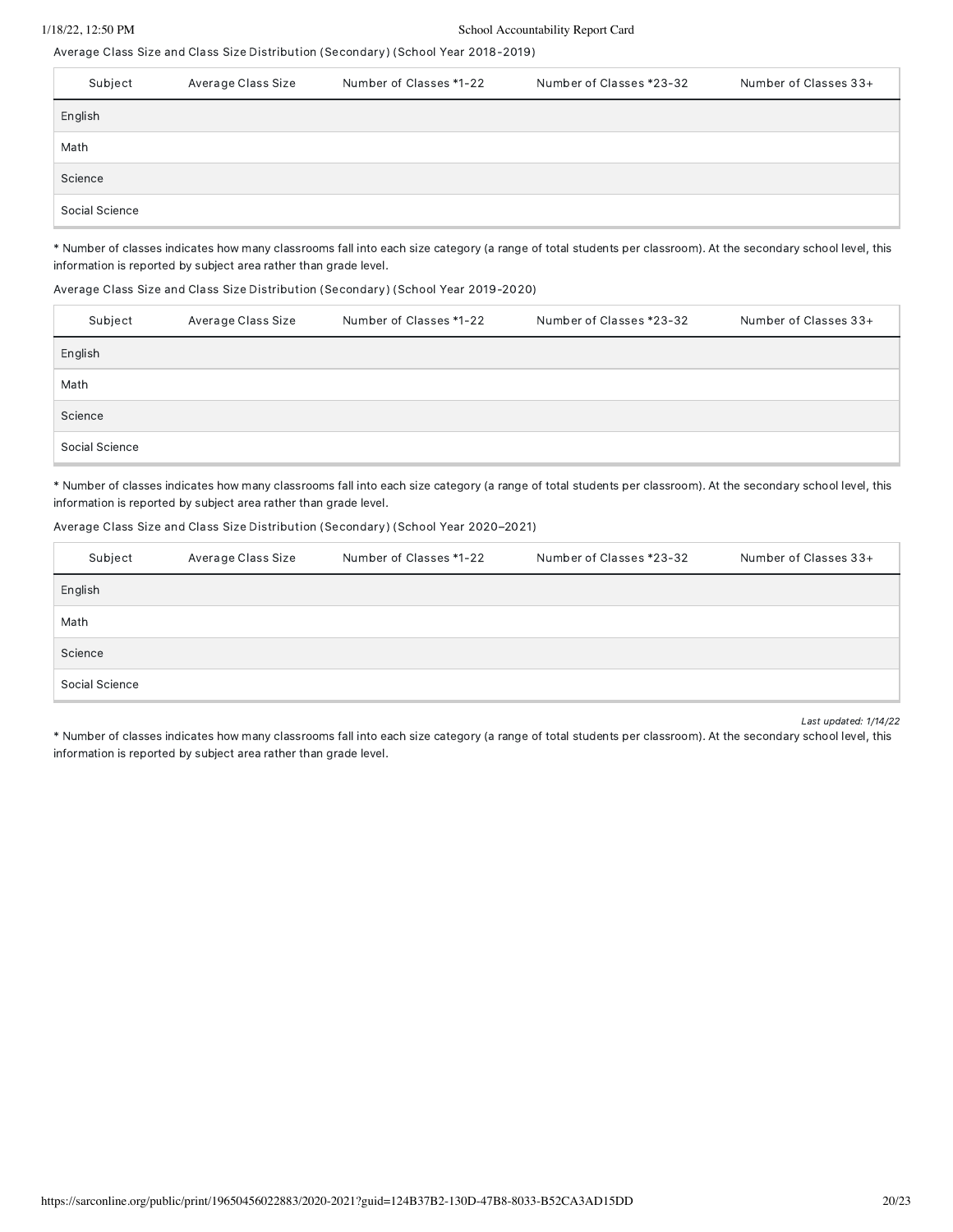Average Class Size and Class Size Distribution (Secondary) (School Year 2018-2019)

| Subject | Average Class Size | Number of Classes *1-22 | Number of Classes *23-32 | Number of Classes 33+ |
|---|---|---|---|---|
| English | | | | |
| Math | | | | |
| Science | | | | |
| Social Science | | | | |

* Number of classes indicates how many classrooms fall into each size category (a range of total students per classroom). At the secondary school level, this information is reported by subject area rather than grade level.

Average Class Size and Class Size Distribution (Secondary) (School Year 2019-2020)

| Subject | Average Class Size | Number of Classes *1-22 | Number of Classes *23-32 | Number of Classes 33+ |
|---|---|---|---|---|
| English | | | | |
| Math | | | | |
| Science | | | | |
| Social Science | | | | |

* Number of classes indicates how many classrooms fall into each size category (a range of total students per classroom). At the secondary school level, this information is reported by subject area rather than grade level.

Average Class Size and Class Size Distribution (Secondary) (School Year 2020–2021)

| Subject | Average Class Size | Number of Classes *1-22 | Number of Classes *23-32 | Number of Classes 33+ |
|---|---|---|---|---|
| English | | | | |
| Math | | | | |
| Science | | | | |
| Social Science | | | | |

*Last updated: 1/14/22*

* Number of classes indicates how many classrooms fall into each size category (a range of total students per classroom). At the secondary school level, this information is reported by subject area rather than grade level.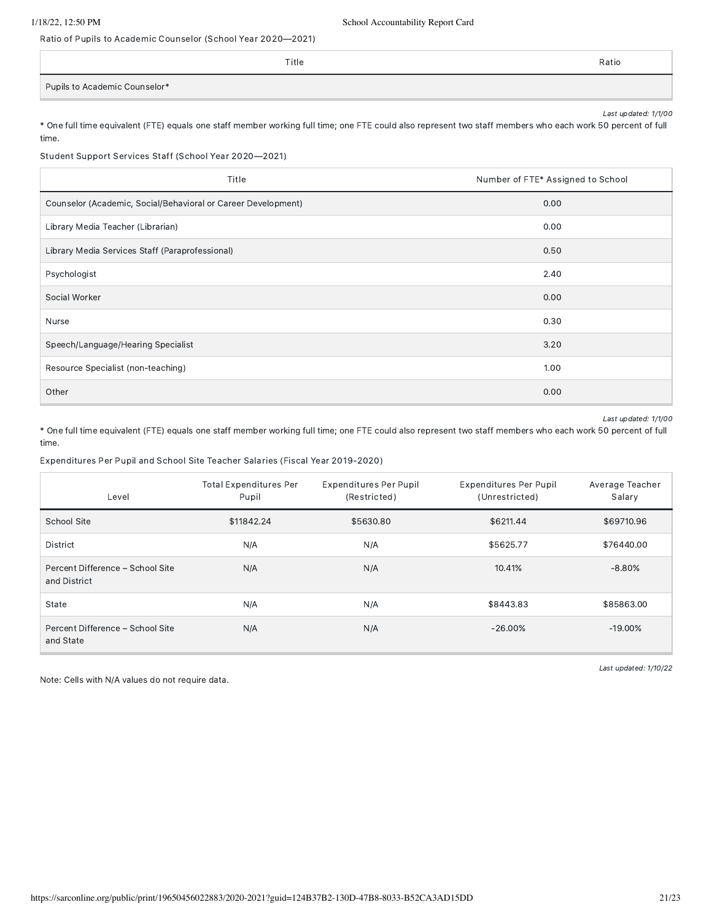Ratio of Pupils to Academic Counselor (School Year 2020—2021)

| Title | Ratio |
|---|---|
| Pupils to Academic Counselor* | |

*Last updated: 1/1/00*

* One full time equivalent (FTE) equals one staff member working full time; one FTE could also represent two staff members who each work 50 percent of full time.

Student Support Services Staff (School Year 2020—2021)

| Title | Number of FTE* Assigned to School |
|---|---|
| Counselor (Academic, Social/Behavioral or Career Development) | 0.00 |
| Library Media Teacher (Librarian) | 0.00 |
| Library Media Services Staff (Paraprofessional) | 0.50 |
| Psychologist | 2.40 |
| Social Worker | 0.00 |
| Nurse | 0.30 |
| Speech/Language/Hearing Specialist | 3.20 |
| Resource Specialist (non-teaching) | 1.00 |
| Other | 0.00 |

*Last updated: 1/1/00*

* One full time equivalent (FTE) equals one staff member working full time; one FTE could also represent two staff members who each work 50 percent of full time.

Expenditures Per Pupil and School Site Teacher Salaries (Fiscal Year 2019-2020)

| Level | Total Expenditures Per Pupil | Expenditures Per Pupil (Restricted) | Expenditures Per Pupil (Unrestricted) | Average Teacher Salary |
|---|---|---|---|---|
| School Site | $11842.24 | $5630.80 | $6211.44 | $69710.96 |
| District | N/A | N/A | $5625.77 | $76440.00 |
| Percent Difference – School Site and District | N/A | N/A | 10.41% | -8.80% |
| State | N/A | N/A | $8443.83 | $85863.00 |
| Percent Difference – School Site and State | N/A | N/A | -26.00% | -19.00% |

*Last updated: 1/10/22*

Note: Cells with N/A values do not require data.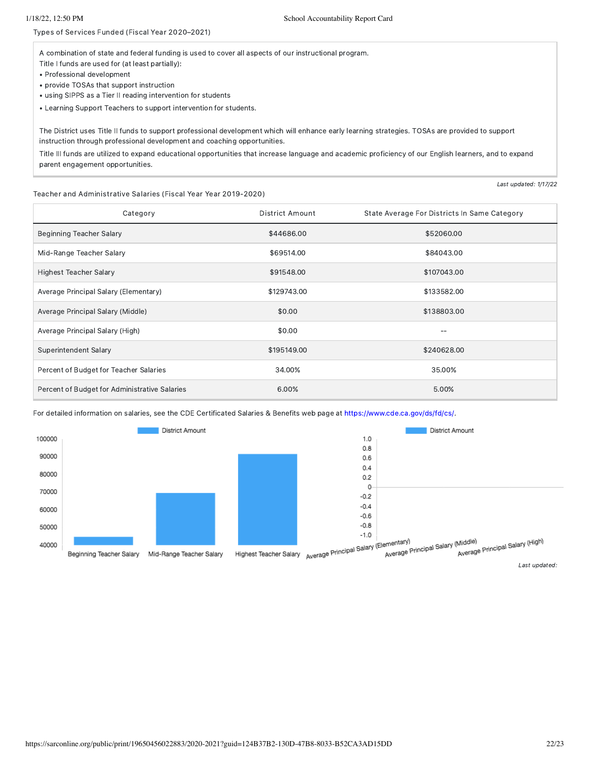Types of Services Funded (Fiscal Year 2020–2021)

A combination of state and federal funding is used to cover all aspects of our instructional program.
Title I funds are used for (at least partially):

- Professional development
- provide TOSAs that support instruction
- using SIPPS as a Tier II reading intervention for students
- Learning Support Teachers to support intervention for students.

The District uses Title II funds to support professional development which will enhance early learning strategies. TOSAs are provided to support instruction through professional development and coaching opportunities.

Title III funds are utilized to expand educational opportunities that increase language and academic proficiency of our English learners, and to expand parent engagement opportunities.

*Last updated: 1/17/22*

Teacher and Administrative Salaries (Fiscal Year Year 2019-2020)

| Category | District Amount | State Average For Districts In Same Category |
|---|---|---|
| Beginning Teacher Salary | $44686.00 | $52060.00 |
| Mid-Range Teacher Salary | $69514.00 | $84043.00 |
| Highest Teacher Salary | $91548.00 | $107043.00 |
| Average Principal Salary (Elementary) | $129743.00 | $133582.00 |
| Average Principal Salary (Middle) | $0.00 | $138803.00 |
| Average Principal Salary (High) | $0.00 | -- |
| Superintendent Salary | $195149.00 | $240628.00 |
| Percent of Budget for Teacher Salaries | 34.00% | 35.00% |
| Percent of Budget for Administrative Salaries | 6.00% | 5.00% |

For detailed information on salaries, see the CDE Certificated Salaries & Benefits web page at https://www.cde.ca.gov/ds/fd/cs/.

*Last updated:*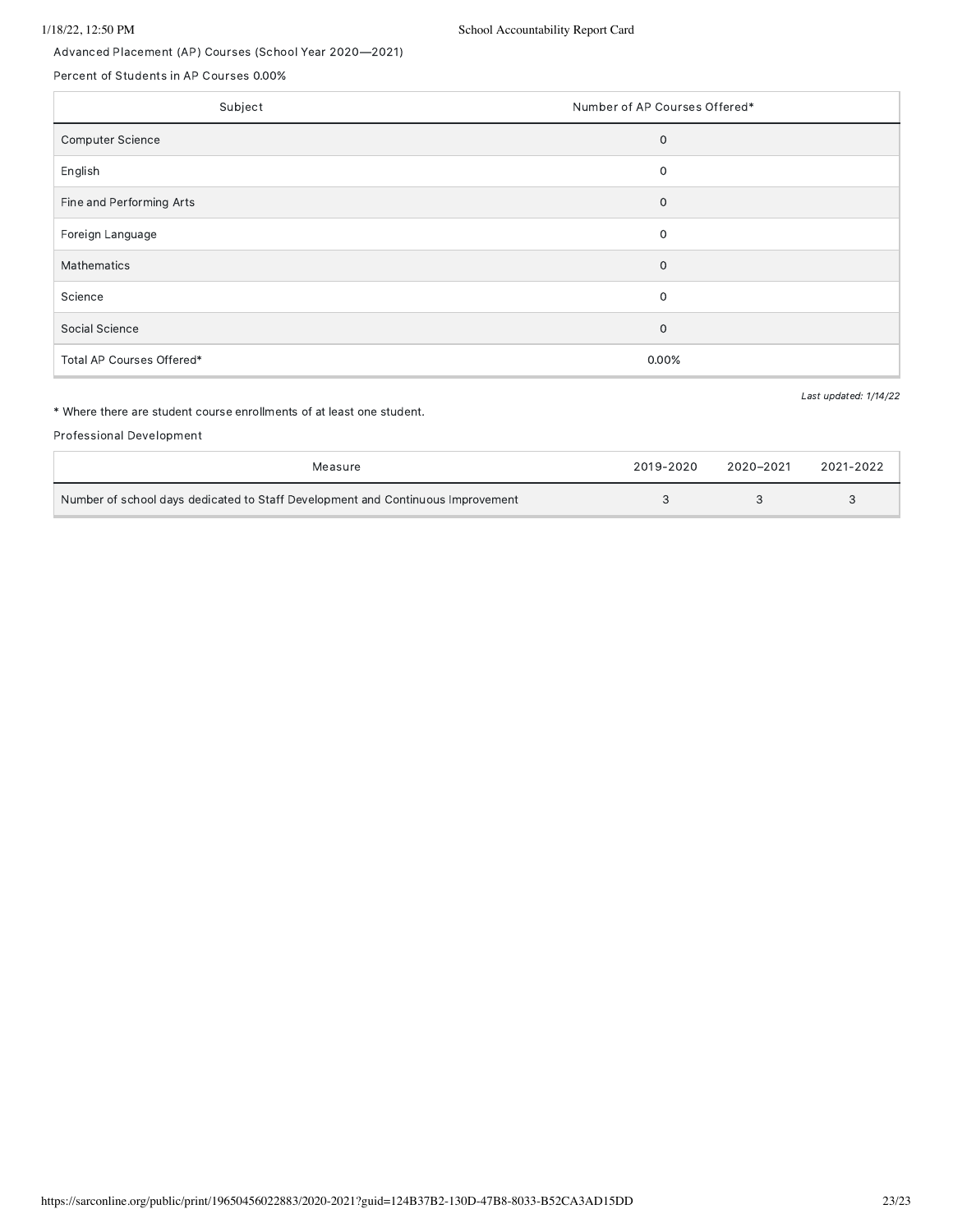Advanced Placement (AP) Courses (School Year 2020—2021)

Percent of Students in AP Courses 0.00%

| Subject | Number of AP Courses Offered* |
| --- | --- |
| Computer Science | 0 |
| English | 0 |
| Fine and Performing Arts | 0 |
| Foreign Language | 0 |
| Mathematics | 0 |
| Science | 0 |
| Social Science | 0 |
| Total AP Courses Offered* | 0.00% |

*Last updated: 1/14/22*

* Where there are student course enrollments of at least one student.

Professional Development

| Measure | 2019-2020 | 2020–2021 | 2021-2022 |
| --- | --- | --- | --- |
| Number of school days dedicated to Staff Development and Continuous Improvement | 3 | 3 | 3 |